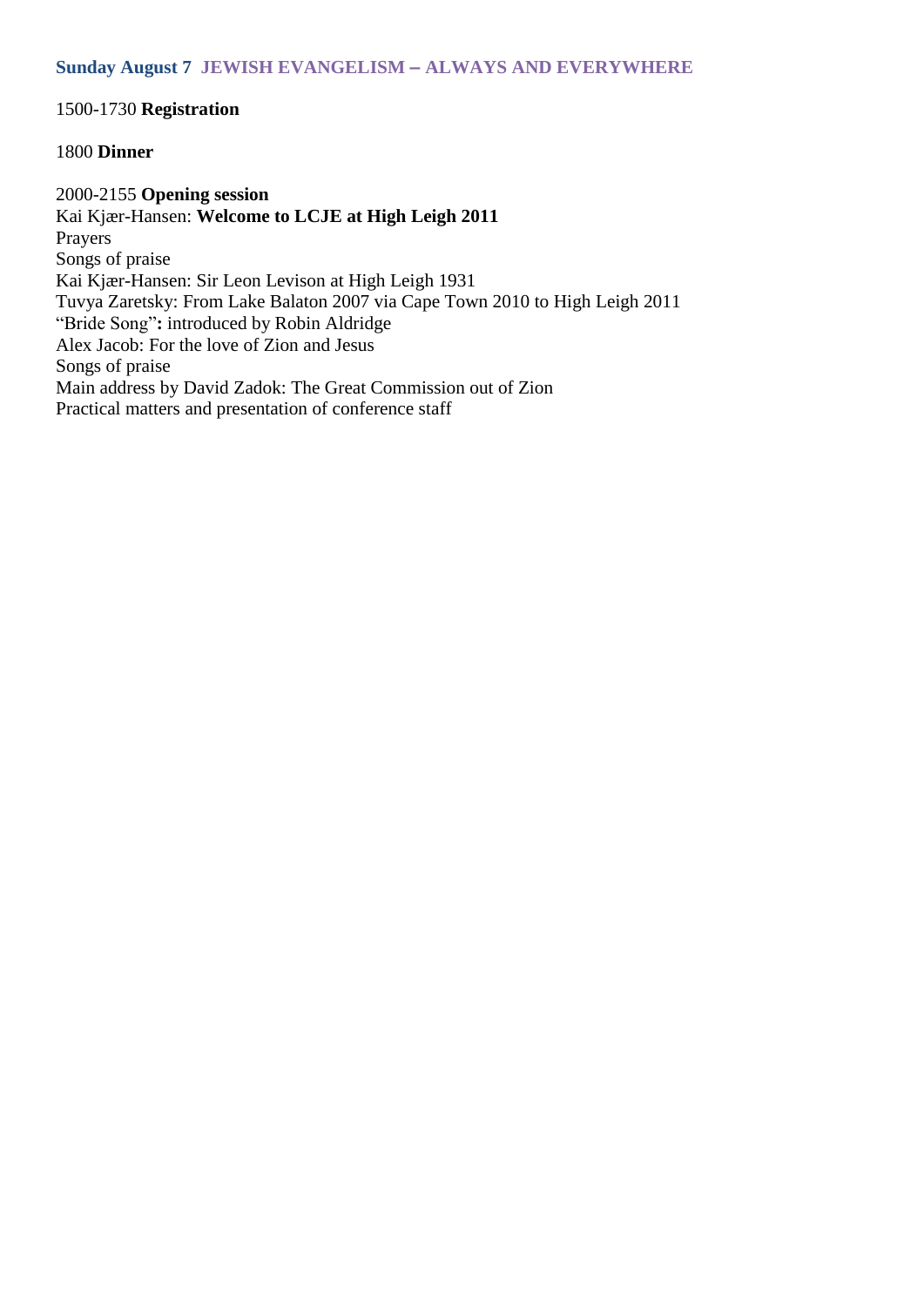### **Sunday August 7 JEWISH EVANGELISM – ALWAYS AND EVERYWHERE**

1500-1730 **Registration**

1800 **Dinner**

2000-2155 **Opening session**
Kai Kjær-Hansen: **Welcome to LCJE at High Leigh 2011**
Prayers
Songs of praise
Kai Kjær-Hansen: Sir Leon Levison at High Leigh 1931
Tuvya Zaretsky: From Lake Balaton 2007 via Cape Town 2010 to High Leigh 2011
"Bride Song"**:** introduced by Robin Aldridge
Alex Jacob: For the love of Zion and Jesus
Songs of praise
Main address by David Zadok: The Great Commission out of Zion
Practical matters and presentation of conference staff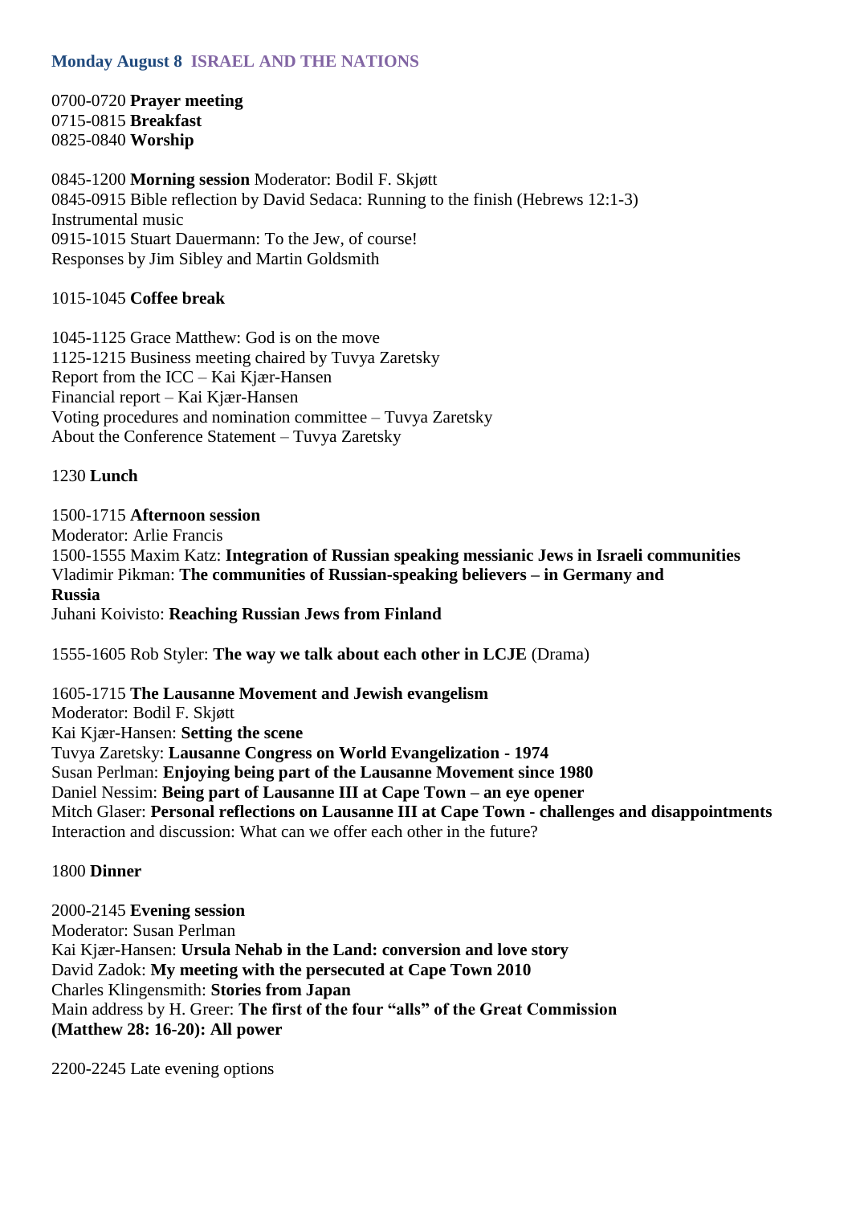## Monday August 8 ISRAEL AND THE NATIONS

0700-0720 **Prayer meeting**
0715-0815 **Breakfast**
0825-0840 **Worship**

0845-1200 **Morning session** Moderator: Bodil F. Skjøtt
0845-0915 Bible reflection by David Sedaca: Running to the finish (Hebrews 12:1-3)
Instrumental music
0915-1015 Stuart Dauermann: To the Jew, of course!
Responses by Jim Sibley and Martin Goldsmith

1015-1045 **Coffee break**

1045-1125 Grace Matthew: God is on the move
1125-1215 Business meeting chaired by Tuvya Zaretsky
Report from the ICC – Kai Kjær-Hansen
Financial report – Kai Kjær-Hansen
Voting procedures and nomination committee – Tuvya Zaretsky
About the Conference Statement – Tuvya Zaretsky

1230 **Lunch**

1500-1715 **Afternoon session**
Moderator: Arlie Francis
1500-1555 Maxim Katz: **Integration of Russian speaking messianic Jews in Israeli communities**
Vladimir Pikman: **The communities of Russian-speaking believers – in Germany and Russia**
Juhani Koivisto: **Reaching Russian Jews from Finland**

1555-1605 Rob Styler: **The way we talk about each other in LCJE** (Drama)

1605-1715 **The Lausanne Movement and Jewish evangelism**
Moderator: Bodil F. Skjøtt
Kai Kjær-Hansen: **Setting the scene**
Tuvya Zaretsky: **Lausanne Congress on World Evangelization - 1974**
Susan Perlman: **Enjoying being part of the Lausanne Movement since 1980**
Daniel Nessim: **Being part of Lausanne III at Cape Town – an eye opener**
Mitch Glaser: **Personal reflections on Lausanne III at Cape Town - challenges and disappointments**
Interaction and discussion: What can we offer each other in the future?

1800 **Dinner**

2000-2145 **Evening session**
Moderator: Susan Perlman
Kai Kjær-Hansen: **Ursula Nehab in the Land: conversion and love story**
David Zadok: **My meeting with the persecuted at Cape Town 2010**
Charles Klingensmith: **Stories from Japan**
Main address by H. Greer: **The first of the four "alls" of the Great Commission (Matthew 28: 16-20): All power**

2200-2245 Late evening options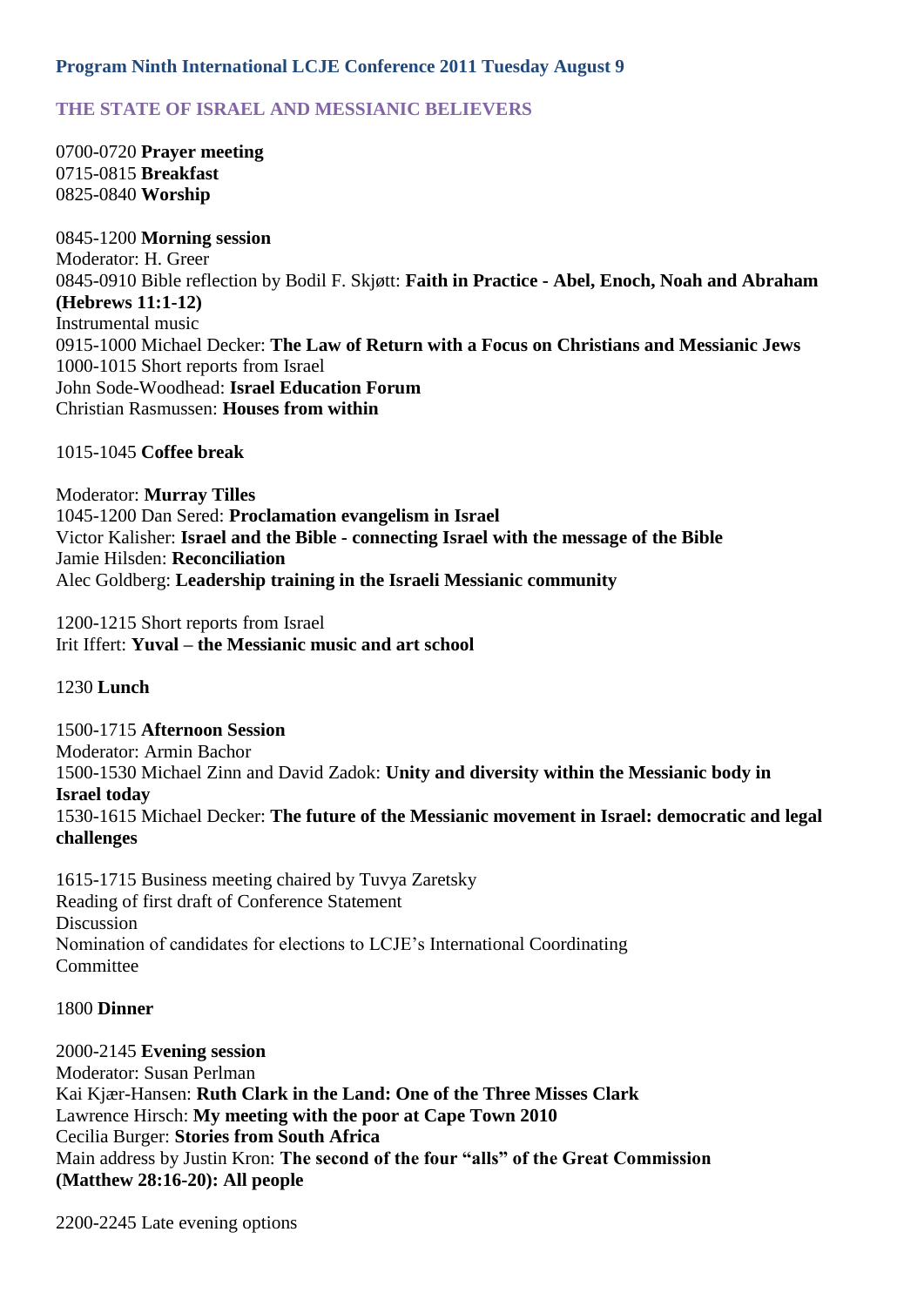## Program Ninth International LCJE Conference 2011 Tuesday August 9

### THE STATE OF ISRAEL AND MESSIANIC BELIEVERS

0700-0720 **Prayer meeting**
0715-0815 **Breakfast**
0825-0840 **Worship**

0845-1200 **Morning session**
Moderator: H. Greer
0845-0910 Bible reflection by Bodil F. Skjøtt: **Faith in Practice - Abel, Enoch, Noah and Abraham (Hebrews 11:1-12)**
Instrumental music
0915-1000 Michael Decker: **The Law of Return with a Focus on Christians and Messianic Jews**
1000-1015 Short reports from Israel
John Sode-Woodhead: **Israel Education Forum**
Christian Rasmussen: **Houses from within**

1015-1045 **Coffee break**

Moderator: **Murray Tilles**
1045-1200 Dan Sered: **Proclamation evangelism in Israel**
Victor Kalisher: **Israel and the Bible - connecting Israel with the message of the Bible**
Jamie Hilsden: **Reconciliation**
Alec Goldberg: **Leadership training in the Israeli Messianic community**

1200-1215 Short reports from Israel
Irit Iffert: **Yuval – the Messianic music and art school**

1230 **Lunch**

1500-1715 **Afternoon Session**
Moderator: Armin Bachor
1500-1530 Michael Zinn and David Zadok: **Unity and diversity within the Messianic body in Israel today**
1530-1615 Michael Decker: **The future of the Messianic movement in Israel: democratic and legal challenges**

1615-1715 Business meeting chaired by Tuvya Zaretsky
Reading of first draft of Conference Statement
Discussion
Nomination of candidates for elections to LCJE's International Coordinating Committee

1800 **Dinner**

2000-2145 **Evening session**
Moderator: Susan Perlman
Kai Kjær-Hansen: **Ruth Clark in the Land: One of the Three Misses Clark**
Lawrence Hirsch: **My meeting with the poor at Cape Town 2010**
Cecilia Burger: **Stories from South Africa**
Main address by Justin Kron: **The second of the four "alls" of the Great Commission (Matthew 28:16-20): All people**

2200-2245 Late evening options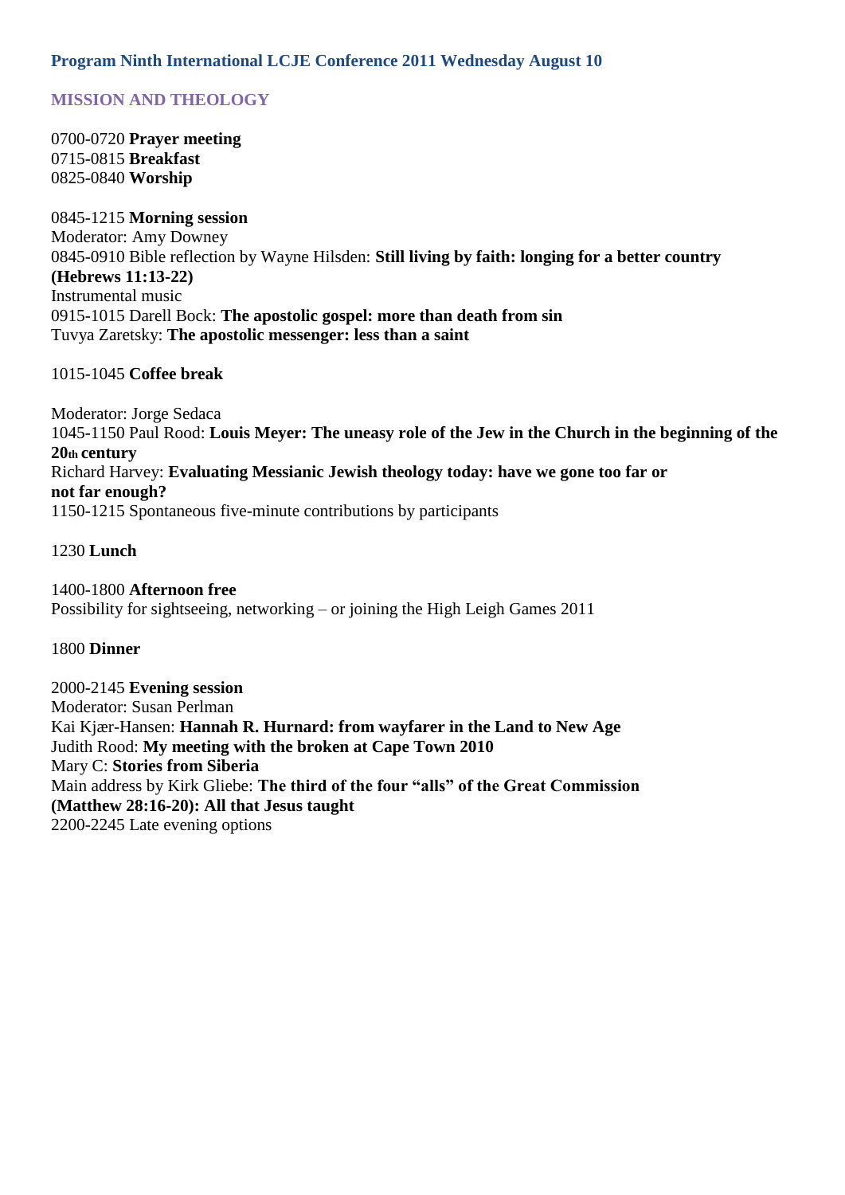## Program Ninth International LCJE Conference 2011 Wednesday August 10

### MISSION AND THEOLOGY

0700-0720 **Prayer meeting**
0715-0815 **Breakfast**
0825-0840 **Worship**

0845-1215 **Morning session**
Moderator: Amy Downey
0845-0910 Bible reflection by Wayne Hilsden: **Still living by faith: longing for a better country (Hebrews 11:13-22)**
Instrumental music
0915-1015 Darell Bock: **The apostolic gospel: more than death from sin**
Tuvya Zaretsky: **The apostolic messenger: less than a saint**

1015-1045 **Coffee break**

Moderator: Jorge Sedaca
1045-1150 Paul Rood: **Louis Meyer: The uneasy role of the Jew in the Church in the beginning of the 20th century**
Richard Harvey: **Evaluating Messianic Jewish theology today: have we gone too far or not far enough?**
1150-1215 Spontaneous five-minute contributions by participants

1230 **Lunch**

1400-1800 **Afternoon free**
Possibility for sightseeing, networking – or joining the High Leigh Games 2011

1800 **Dinner**

2000-2145 **Evening session**
Moderator: Susan Perlman
Kai Kjær-Hansen: **Hannah R. Hurnard: from wayfarer in the Land to New Age**
Judith Rood: **My meeting with the broken at Cape Town 2010**
Mary C: **Stories from Siberia**
Main address by Kirk Gliebe: **The third of the four "alls" of the Great Commission (Matthew 28:16-20): All that Jesus taught**
2200-2245 Late evening options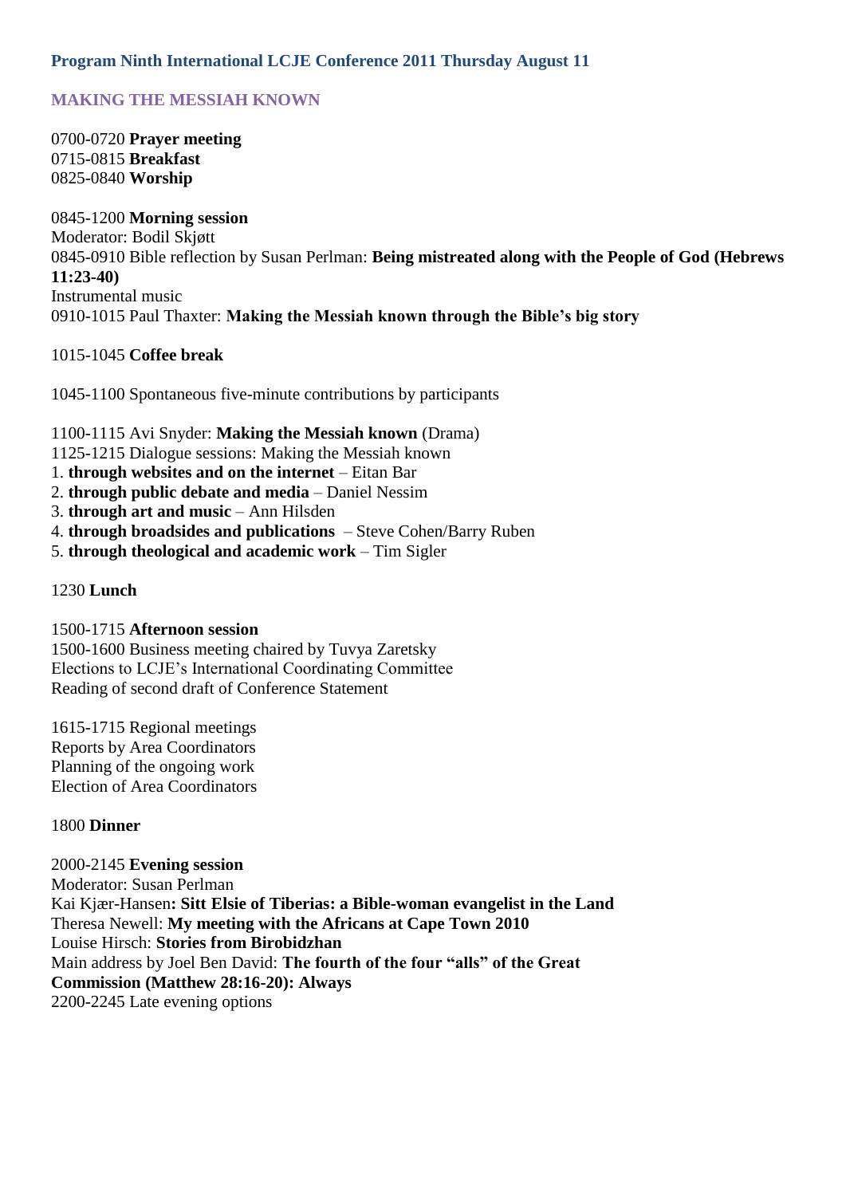## Program Ninth International LCJE Conference 2011 Thursday August 11

### MAKING THE MESSIAH KNOWN

0700-0720 **Prayer meeting**
0715-0815 **Breakfast**
0825-0840 **Worship**

0845-1200 **Morning session**
Moderator: Bodil Skjøtt
0845-0910 Bible reflection by Susan Perlman: **Being mistreated along with the People of God (Hebrews 11:23-40)**
Instrumental music
0910-1015 Paul Thaxter: **Making the Messiah known through the Bible's big story**

1015-1045 **Coffee break**

1045-1100 Spontaneous five-minute contributions by participants

1100-1115 Avi Snyder: **Making the Messiah known** (Drama)
1125-1215 Dialogue sessions: Making the Messiah known

1. **through websites and on the internet** – Eitan Bar
2. **through public debate and media** – Daniel Nessim
3. **through art and music** – Ann Hilsden
4. **through broadsides and publications** – Steve Cohen/Barry Ruben
5. **through theological and academic work** – Tim Sigler

1230 **Lunch**

1500-1715 **Afternoon session**
1500-1600 Business meeting chaired by Tuvya Zaretsky
Elections to LCJE's International Coordinating Committee
Reading of second draft of Conference Statement

1615-1715 Regional meetings
Reports by Area Coordinators
Planning of the ongoing work
Election of Area Coordinators

1800 **Dinner**

2000-2145 **Evening session**
Moderator: Susan Perlman
Kai Kjær-Hansen**: Sitt Elsie of Tiberias: a Bible-woman evangelist in the Land**
Theresa Newell: **My meeting with the Africans at Cape Town 2010**
Louise Hirsch: **Stories from Birobidzhan**
Main address by Joel Ben David: **The fourth of the four "alls" of the Great Commission (Matthew 28:16-20): Always**
2200-2245 Late evening options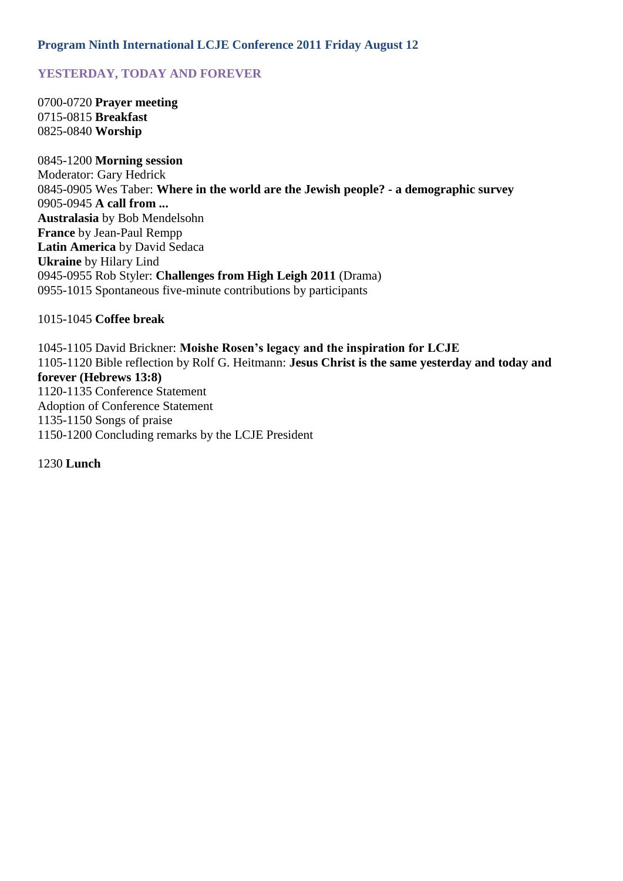## Program Ninth International LCJE Conference 2011 Friday August 12

### YESTERDAY, TODAY AND FOREVER

0700-0720 **Prayer meeting**
0715-0815 **Breakfast**
0825-0840 **Worship**

0845-1200 **Morning session**
Moderator: Gary Hedrick
0845-0905 Wes Taber: **Where in the world are the Jewish people? - a demographic survey**
0905-0945 **A call from ...**
**Australasia** by Bob Mendelsohn
**France** by Jean-Paul Rempp
**Latin America** by David Sedaca
**Ukraine** by Hilary Lind
0945-0955 Rob Styler: **Challenges from High Leigh 2011** (Drama)
0955-1015 Spontaneous five-minute contributions by participants

1015-1045 **Coffee break**

1045-1105 David Brickner: **Moishe Rosen's legacy and the inspiration for LCJE**
1105-1120 Bible reflection by Rolf G. Heitmann: **Jesus Christ is the same yesterday and today and forever (Hebrews 13:8)**
1120-1135 Conference Statement
Adoption of Conference Statement
1135-1150 Songs of praise
1150-1200 Concluding remarks by the LCJE President

1230 **Lunch**